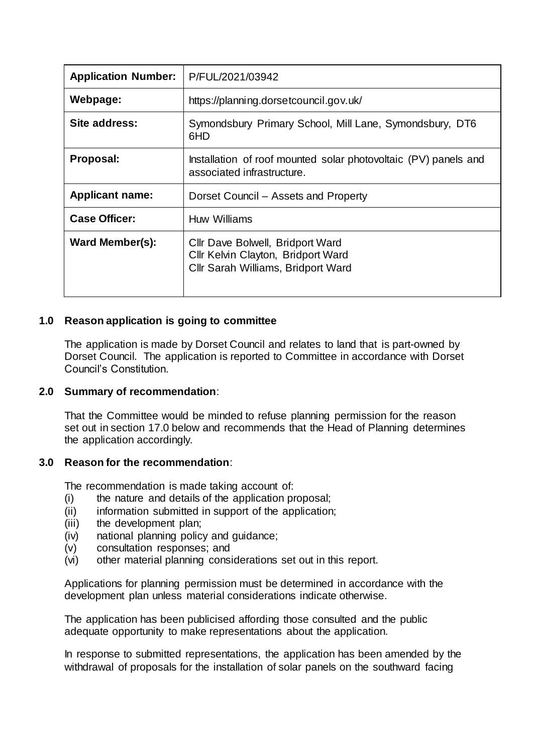| Application Number: | P/FUL/2021/03942 |
|---|---|
| Webpage: | https://planning.dorsetcouncil.gov.uk/ |
| Site address: | Symondsbury Primary School, Mill Lane, Symondsbury, DT6 6HD |
| Proposal: | Installation of roof mounted solar photovoltaic (PV) panels and associated infrastructure. |
| Applicant name: | Dorset Council – Assets and Property |
| Case Officer: | Huw Williams |
| Ward Member(s): | Cllr Dave Bolwell, Bridport Ward<br>Cllr Kelvin Clayton, Bridport Ward<br>Cllr Sarah Williams, Bridport Ward |

## 1.0 Reason application is going to committee

The application is made by Dorset Council and relates to land that is part-owned by Dorset Council. The application is reported to Committee in accordance with Dorset Council's Constitution.

## 2.0 Summary of recommendation:

That the Committee would be minded to refuse planning permission for the reason set out in section 17.0 below and recommends that the Head of Planning determines the application accordingly.

## 3.0 Reason for the recommendation:

The recommendation is made taking account of:

(i) the nature and details of the application proposal;
(ii) information submitted in support of the application;
(iii) the development plan;
(iv) national planning policy and guidance;
(v) consultation responses; and
(vi) other material planning considerations set out in this report.

Applications for planning permission must be determined in accordance with the development plan unless material considerations indicate otherwise.

The application has been publicised affording those consulted and the public adequate opportunity to make representations about the application.

In response to submitted representations, the application has been amended by the withdrawal of proposals for the installation of solar panels on the southward facing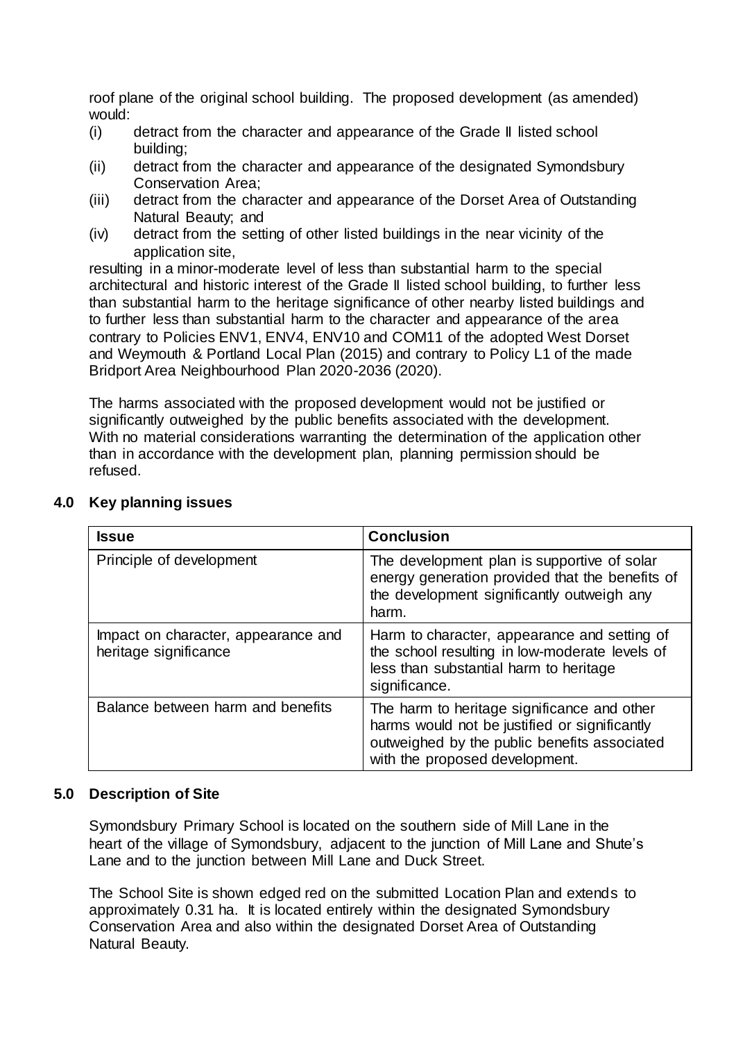roof plane of the original school building. The proposed development (as amended) would:

(i) detract from the character and appearance of the Grade II listed school building;

(ii) detract from the character and appearance of the designated Symondsbury Conservation Area;

(iii) detract from the character and appearance of the Dorset Area of Outstanding Natural Beauty; and

(iv) detract from the setting of other listed buildings in the near vicinity of the application site,

resulting in a minor-moderate level of less than substantial harm to the special architectural and historic interest of the Grade II listed school building, to further less than substantial harm to the heritage significance of other nearby listed buildings and to further less than substantial harm to the character and appearance of the area contrary to Policies ENV1, ENV4, ENV10 and COM11 of the adopted West Dorset and Weymouth & Portland Local Plan (2015) and contrary to Policy L1 of the made Bridport Area Neighbourhood Plan 2020-2036 (2020).

The harms associated with the proposed development would not be justified or significantly outweighed by the public benefits associated with the development. With no material considerations warranting the determination of the application other than in accordance with the development plan, planning permission should be refused.

## 4.0 Key planning issues

| Issue | Conclusion |
|---|---|
| Principle of development | The development plan is supportive of solar energy generation provided that the benefits of the development significantly outweigh any harm. |
| Impact on character, appearance and heritage significance | Harm to character, appearance and setting of the school resulting in low-moderate levels of less than substantial harm to heritage significance. |
| Balance between harm and benefits | The harm to heritage significance and other harms would not be justified or significantly outweighed by the public benefits associated with the proposed development. |

## 5.0 Description of Site

Symondsbury Primary School is located on the southern side of Mill Lane in the heart of the village of Symondsbury, adjacent to the junction of Mill Lane and Shute's Lane and to the junction between Mill Lane and Duck Street.

The School Site is shown edged red on the submitted Location Plan and extends to approximately 0.31 ha. It is located entirely within the designated Symondsbury Conservation Area and also within the designated Dorset Area of Outstanding Natural Beauty.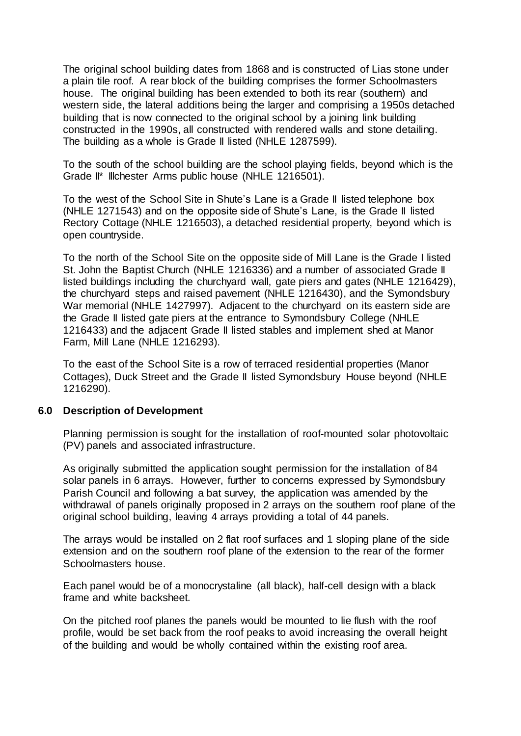The original school building dates from 1868 and is constructed of Lias stone under a plain tile roof. A rear block of the building comprises the former Schoolmasters house. The original building has been extended to both its rear (southern) and western side, the lateral additions being the larger and comprising a 1950s detached building that is now connected to the original school by a joining link building constructed in the 1990s, all constructed with rendered walls and stone detailing. The building as a whole is Grade II listed (NHLE 1287599).

To the south of the school building are the school playing fields, beyond which is the Grade II* Illchester Arms public house (NHLE 1216501).

To the west of the School Site in Shute's Lane is a Grade II listed telephone box (NHLE 1271543) and on the opposite side of Shute's Lane, is the Grade II listed Rectory Cottage (NHLE 1216503), a detached residential property, beyond which is open countryside.

To the north of the School Site on the opposite side of Mill Lane is the Grade I listed St. John the Baptist Church (NHLE 1216336) and a number of associated Grade II listed buildings including the churchyard wall, gate piers and gates (NHLE 1216429), the churchyard steps and raised pavement (NHLE 1216430), and the Symondsbury War memorial (NHLE 1427997). Adjacent to the churchyard on its eastern side are the Grade II listed gate piers at the entrance to Symondsbury College (NHLE 1216433) and the adjacent Grade II listed stables and implement shed at Manor Farm, Mill Lane (NHLE 1216293).

To the east of the School Site is a row of terraced residential properties (Manor Cottages), Duck Street and the Grade II listed Symondsbury House beyond (NHLE 1216290).

## 6.0 Description of Development

Planning permission is sought for the installation of roof-mounted solar photovoltaic (PV) panels and associated infrastructure.

As originally submitted the application sought permission for the installation of 84 solar panels in 6 arrays. However, further to concerns expressed by Symondsbury Parish Council and following a bat survey, the application was amended by the withdrawal of panels originally proposed in 2 arrays on the southern roof plane of the original school building, leaving 4 arrays providing a total of 44 panels.

The arrays would be installed on 2 flat roof surfaces and 1 sloping plane of the side extension and on the southern roof plane of the extension to the rear of the former Schoolmasters house.

Each panel would be of a monocrystaline (all black), half-cell design with a black frame and white backsheet.

On the pitched roof planes the panels would be mounted to lie flush with the roof profile, would be set back from the roof peaks to avoid increasing the overall height of the building and would be wholly contained within the existing roof area.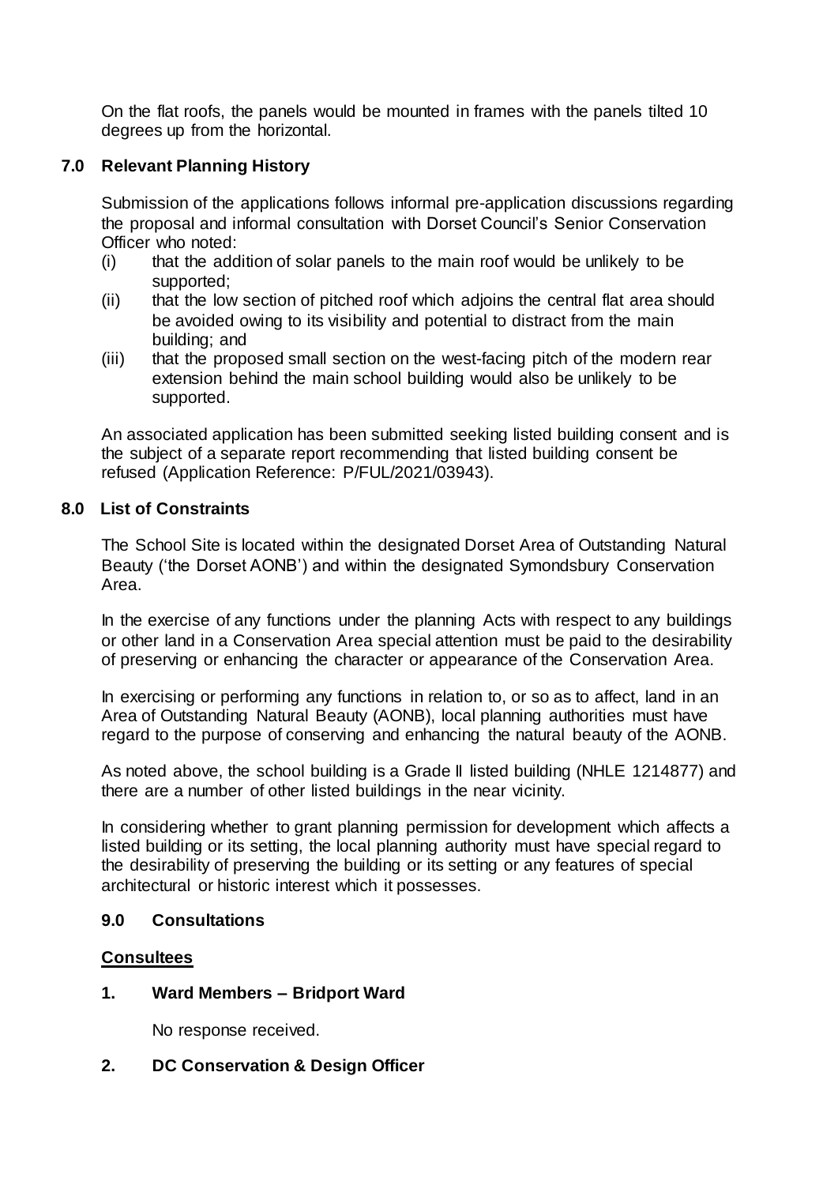On the flat roofs, the panels would be mounted in frames with the panels tilted 10 degrees up from the horizontal.

## 7.0 Relevant Planning History

Submission of the applications follows informal pre-application discussions regarding the proposal and informal consultation with Dorset Council's Senior Conservation Officer who noted:

(i) that the addition of solar panels to the main roof would be unlikely to be supported;

(ii) that the low section of pitched roof which adjoins the central flat area should be avoided owing to its visibility and potential to distract from the main building; and

(iii) that the proposed small section on the west-facing pitch of the modern rear extension behind the main school building would also be unlikely to be supported.

An associated application has been submitted seeking listed building consent and is the subject of a separate report recommending that listed building consent be refused (Application Reference: P/FUL/2021/03943).

## 8.0 List of Constraints

The School Site is located within the designated Dorset Area of Outstanding Natural Beauty ('the Dorset AONB') and within the designated Symondsbury Conservation Area.

In the exercise of any functions under the planning Acts with respect to any buildings or other land in a Conservation Area special attention must be paid to the desirability of preserving or enhancing the character or appearance of the Conservation Area.

In exercising or performing any functions in relation to, or so as to affect, land in an Area of Outstanding Natural Beauty (AONB), local planning authorities must have regard to the purpose of conserving and enhancing the natural beauty of the AONB.

As noted above, the school building is a Grade II listed building (NHLE 1214877) and there are a number of other listed buildings in the near vicinity.

In considering whether to grant planning permission for development which affects a listed building or its setting, the local planning authority must have special regard to the desirability of preserving the building or its setting or any features of special architectural or historic interest which it possesses.

## 9.0 Consultations

### Consultees

**1. Ward Members – Bridport Ward**

No response received.

**2. DC Conservation & Design Officer**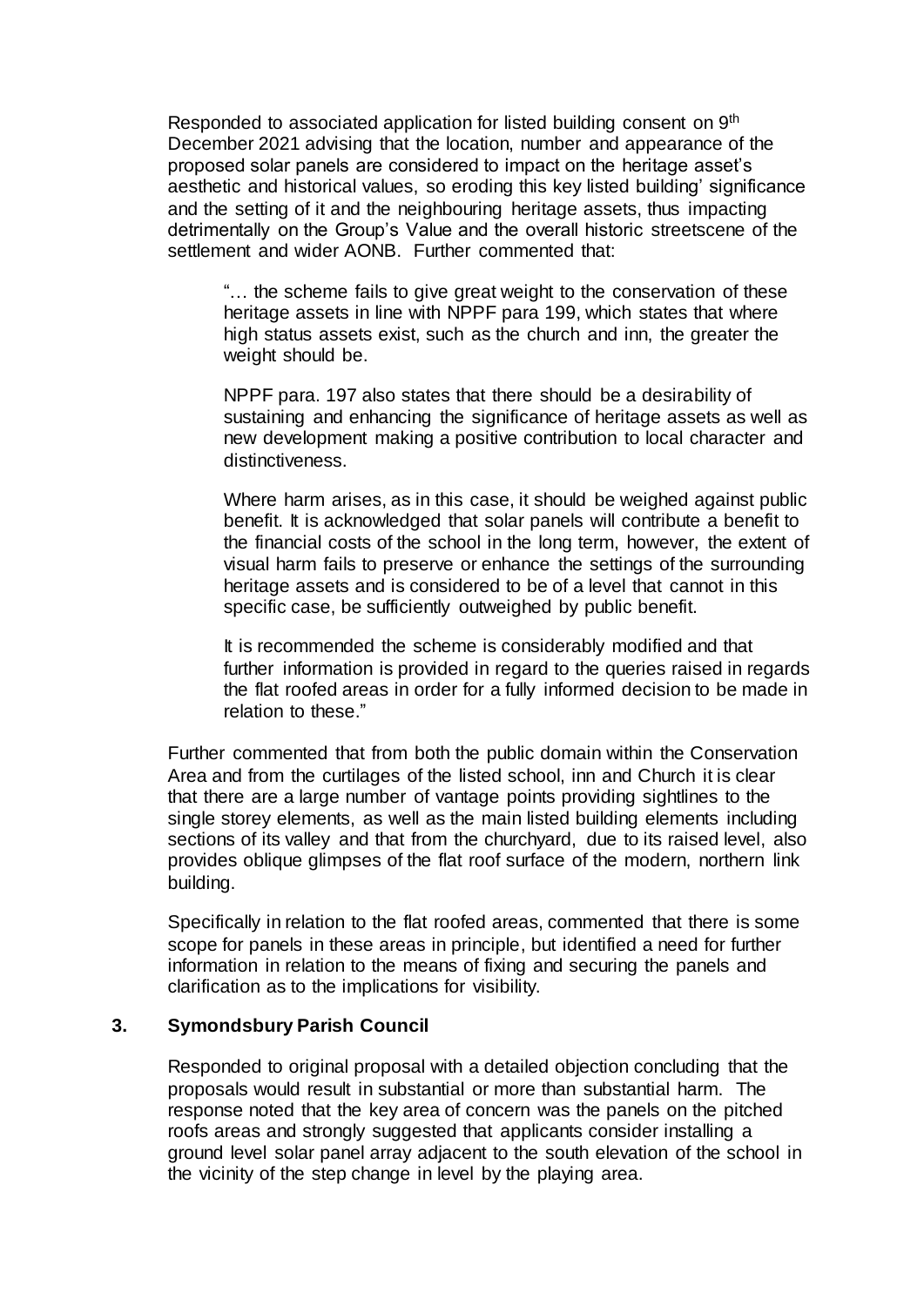Responded to associated application for listed building consent on 9th December 2021 advising that the location, number and appearance of the proposed solar panels are considered to impact on the heritage asset's aesthetic and historical values, so eroding this key listed building' significance and the setting of it and the neighbouring heritage assets, thus impacting detrimentally on the Group's Value and the overall historic streetscene of the settlement and wider AONB. Further commented that:

> "… the scheme fails to give great weight to the conservation of these heritage assets in line with NPPF para 199, which states that where high status assets exist, such as the church and inn, the greater the weight should be.
>
> NPPF para. 197 also states that there should be a desirability of sustaining and enhancing the significance of heritage assets as well as new development making a positive contribution to local character and distinctiveness.
>
> Where harm arises, as in this case, it should be weighed against public benefit. It is acknowledged that solar panels will contribute a benefit to the financial costs of the school in the long term, however, the extent of visual harm fails to preserve or enhance the settings of the surrounding heritage assets and is considered to be of a level that cannot in this specific case, be sufficiently outweighed by public benefit.
>
> It is recommended the scheme is considerably modified and that further information is provided in regard to the queries raised in regards the flat roofed areas in order for a fully informed decision to be made in relation to these."

Further commented that from both the public domain within the Conservation Area and from the curtilages of the listed school, inn and Church it is clear that there are a large number of vantage points providing sightlines to the single storey elements, as well as the main listed building elements including sections of its valley and that from the churchyard, due to its raised level, also provides oblique glimpses of the flat roof surface of the modern, northern link building.

Specifically in relation to the flat roofed areas, commented that there is some scope for panels in these areas in principle, but identified a need for further information in relation to the means of fixing and securing the panels and clarification as to the implications for visibility.

## 3. Symondsbury Parish Council

Responded to original proposal with a detailed objection concluding that the proposals would result in substantial or more than substantial harm. The response noted that the key area of concern was the panels on the pitched roofs areas and strongly suggested that applicants consider installing a ground level solar panel array adjacent to the south elevation of the school in the vicinity of the step change in level by the playing area.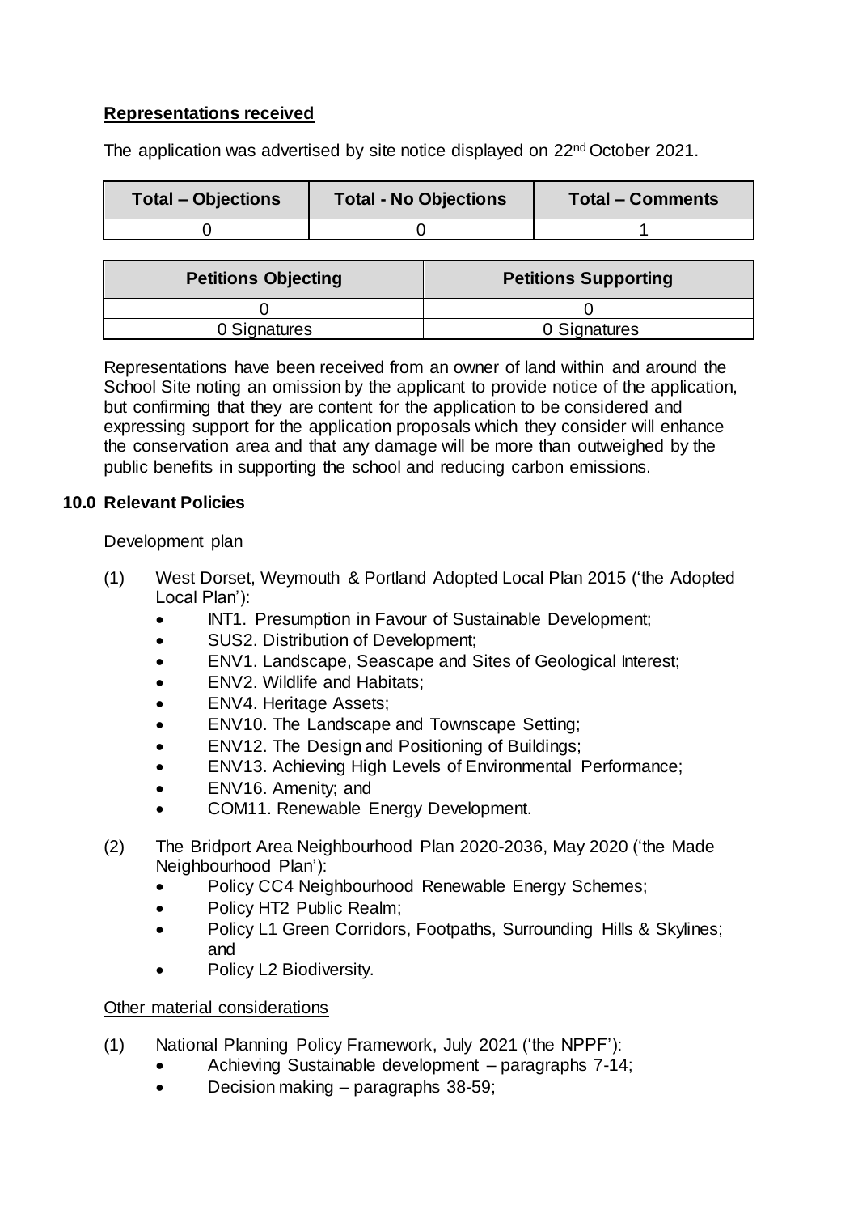**Representations received**

The application was advertised by site notice displayed on 22nd October 2021.

| Total – Objections | Total - No Objections | Total – Comments |
| --- | --- | --- |
| 0 | 0 | 1 |

| Petitions Objecting | Petitions Supporting |
| --- | --- |
| 0 | 0 |
| 0 Signatures | 0 Signatures |

Representations have been received from an owner of land within and around the School Site noting an omission by the applicant to provide notice of the application, but confirming that they are content for the application to be considered and expressing support for the application proposals which they consider will enhance the conservation area and that any damage will be more than outweighed by the public benefits in supporting the school and reducing carbon emissions.

## 10.0 Relevant Policies

Development plan

(1) West Dorset, Weymouth & Portland Adopted Local Plan 2015 ('the Adopted Local Plan'):
- INT1. Presumption in Favour of Sustainable Development;
- SUS2. Distribution of Development;
- ENV1. Landscape, Seascape and Sites of Geological Interest;
- ENV2. Wildlife and Habitats;
- ENV4. Heritage Assets;
- ENV10. The Landscape and Townscape Setting;
- ENV12. The Design and Positioning of Buildings;
- ENV13. Achieving High Levels of Environmental Performance;
- ENV16. Amenity; and
- COM11. Renewable Energy Development.

(2) The Bridport Area Neighbourhood Plan 2020-2036, May 2020 ('the Made Neighbourhood Plan'):
- Policy CC4 Neighbourhood Renewable Energy Schemes;
- Policy HT2 Public Realm;
- Policy L1 Green Corridors, Footpaths, Surrounding Hills & Skylines; and
- Policy L2 Biodiversity.

Other material considerations

(1) National Planning Policy Framework, July 2021 ('the NPPF'):
- Achieving Sustainable development – paragraphs 7-14;
- Decision making – paragraphs 38-59;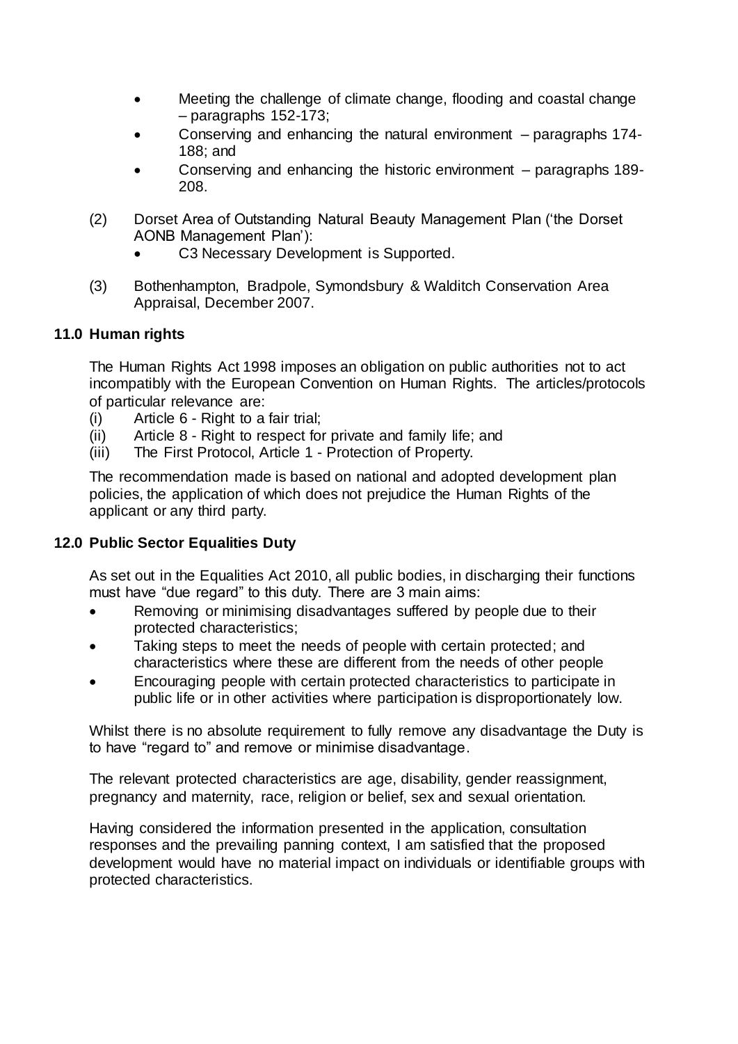- Meeting the challenge of climate change, flooding and coastal change – paragraphs 152-173;
- Conserving and enhancing the natural environment – paragraphs 174-188; and
- Conserving and enhancing the historic environment – paragraphs 189-208.

(2) Dorset Area of Outstanding Natural Beauty Management Plan ('the Dorset AONB Management Plan'):

- C3 Necessary Development is Supported.

(3) Bothenhampton, Bradpole, Symondsbury & Walditch Conservation Area Appraisal, December 2007.

## 11.0 Human rights

The Human Rights Act 1998 imposes an obligation on public authorities not to act incompatibly with the European Convention on Human Rights. The articles/protocols of particular relevance are:

(i) Article 6 - Right to a fair trial;
(ii) Article 8 - Right to respect for private and family life; and
(iii) The First Protocol, Article 1 - Protection of Property.

The recommendation made is based on national and adopted development plan policies, the application of which does not prejudice the Human Rights of the applicant or any third party.

## 12.0 Public Sector Equalities Duty

As set out in the Equalities Act 2010, all public bodies, in discharging their functions must have "due regard" to this duty. There are 3 main aims:

- Removing or minimising disadvantages suffered by people due to their protected characteristics;
- Taking steps to meet the needs of people with certain protected; and characteristics where these are different from the needs of other people
- Encouraging people with certain protected characteristics to participate in public life or in other activities where participation is disproportionately low.

Whilst there is no absolute requirement to fully remove any disadvantage the Duty is to have "regard to" and remove or minimise disadvantage.

The relevant protected characteristics are age, disability, gender reassignment, pregnancy and maternity, race, religion or belief, sex and sexual orientation.

Having considered the information presented in the application, consultation responses and the prevailing panning context, I am satisfied that the proposed development would have no material impact on individuals or identifiable groups with protected characteristics.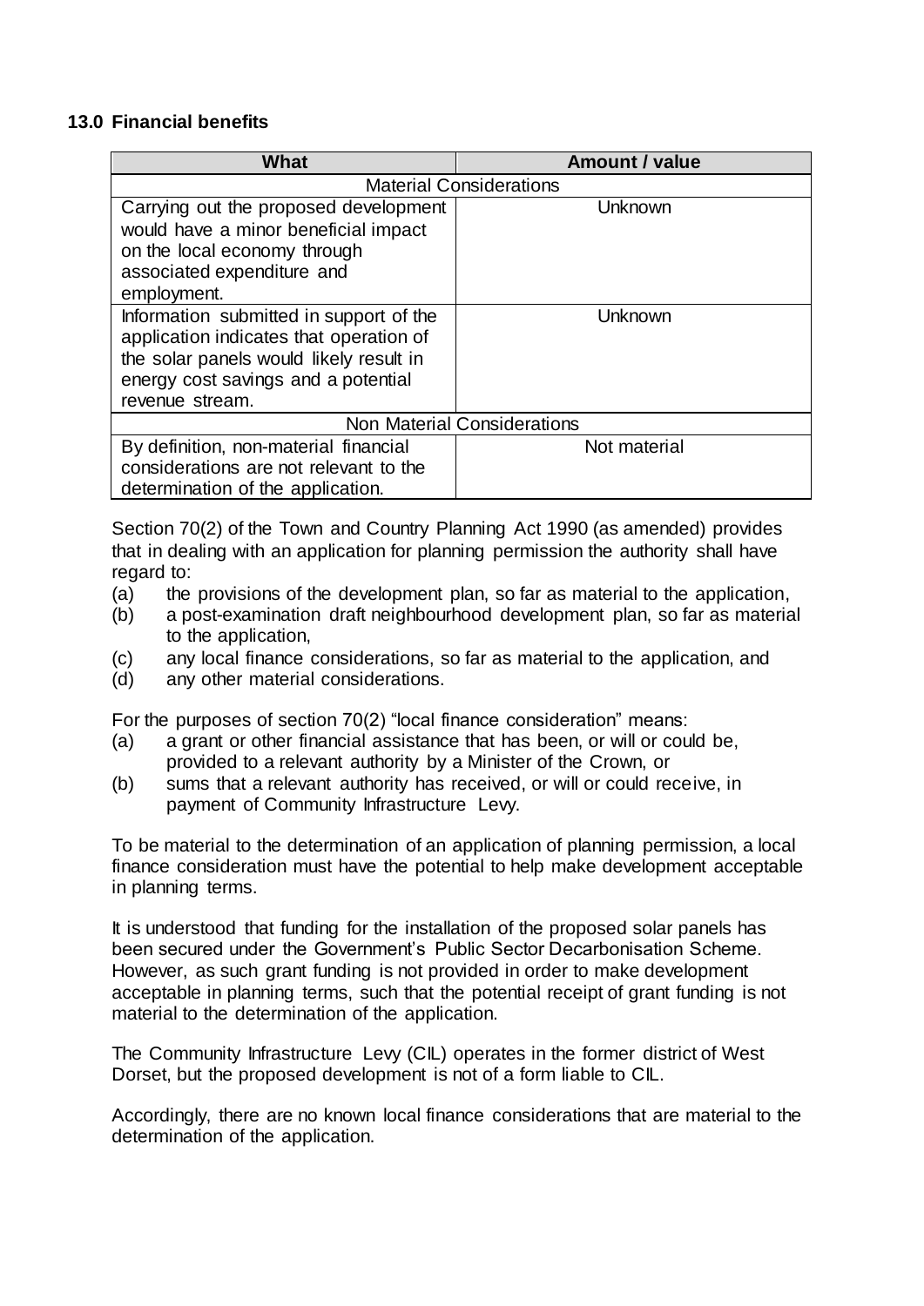## 13.0 Financial benefits

| What | Amount / value |
| --- | --- |
| Material Considerations | |
| Carrying out the proposed development would have a minor beneficial impact on the local economy through associated expenditure and employment. | Unknown |
| Information submitted in support of the application indicates that operation of the solar panels would likely result in energy cost savings and a potential revenue stream. | Unknown |
| Non Material Considerations | |
| By definition, non-material financial considerations are not relevant to the determination of the application. | Not material |

Section 70(2) of the Town and Country Planning Act 1990 (as amended) provides that in dealing with an application for planning permission the authority shall have regard to:

(a) the provisions of the development plan, so far as material to the application,
(b) a post-examination draft neighbourhood development plan, so far as material to the application,
(c) any local finance considerations, so far as material to the application, and
(d) any other material considerations.

For the purposes of section 70(2) "local finance consideration" means:

(a) a grant or other financial assistance that has been, or will or could be, provided to a relevant authority by a Minister of the Crown, or
(b) sums that a relevant authority has received, or will or could receive, in payment of Community Infrastructure Levy.

To be material to the determination of an application of planning permission, a local finance consideration must have the potential to help make development acceptable in planning terms.

It is understood that funding for the installation of the proposed solar panels has been secured under the Government's Public Sector Decarbonisation Scheme. However, as such grant funding is not provided in order to make development acceptable in planning terms, such that the potential receipt of grant funding is not material to the determination of the application.

The Community Infrastructure Levy (CIL) operates in the former district of West Dorset, but the proposed development is not of a form liable to CIL.

Accordingly, there are no known local finance considerations that are material to the determination of the application.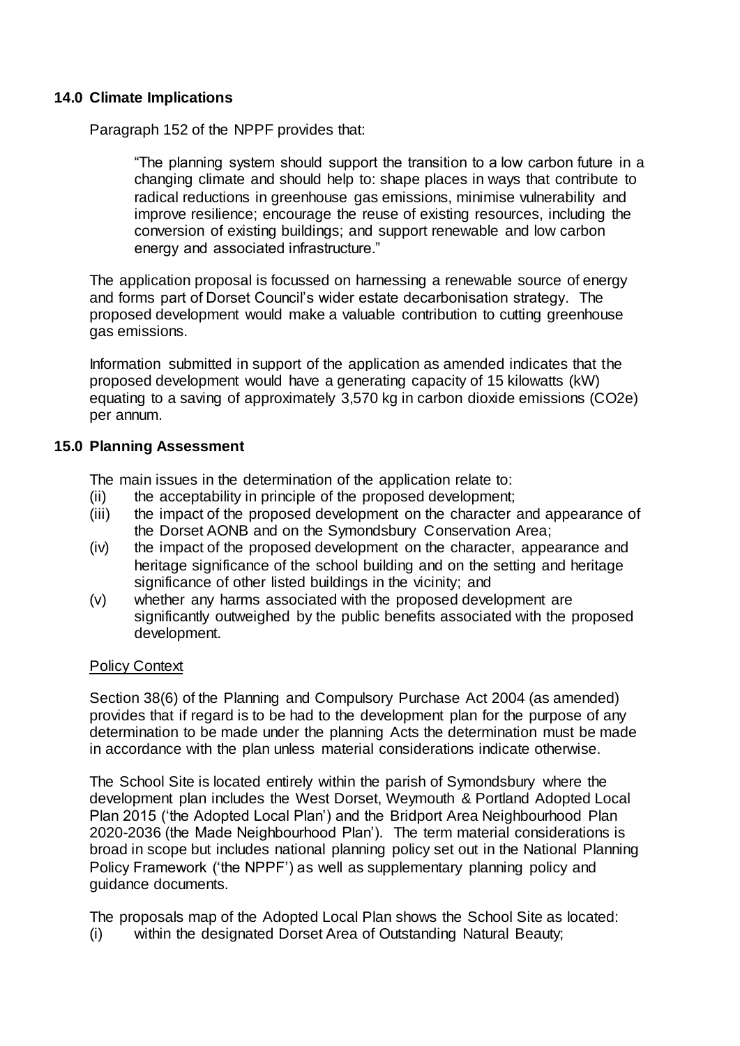## 14.0 Climate Implications

Paragraph 152 of the NPPF provides that:

> "The planning system should support the transition to a low carbon future in a changing climate and should help to: shape places in ways that contribute to radical reductions in greenhouse gas emissions, minimise vulnerability and improve resilience; encourage the reuse of existing resources, including the conversion of existing buildings; and support renewable and low carbon energy and associated infrastructure."

The application proposal is focussed on harnessing a renewable source of energy and forms part of Dorset Council's wider estate decarbonisation strategy. The proposed development would make a valuable contribution to cutting greenhouse gas emissions.

Information submitted in support of the application as amended indicates that the proposed development would have a generating capacity of 15 kilowatts (kW) equating to a saving of approximately 3,570 kg in carbon dioxide emissions ($CO_2e$) per annum.

## 15.0 Planning Assessment

The main issues in the determination of the application relate to:

(ii) the acceptability in principle of the proposed development;

(iii) the impact of the proposed development on the character and appearance of the Dorset AONB and on the Symondsbury Conservation Area;

(iv) the impact of the proposed development on the character, appearance and heritage significance of the school building and on the setting and heritage significance of other listed buildings in the vicinity; and

(v) whether any harms associated with the proposed development are significantly outweighed by the public benefits associated with the proposed development.

Policy Context

Section 38(6) of the Planning and Compulsory Purchase Act 2004 (as amended) provides that if regard is to be had to the development plan for the purpose of any determination to be made under the planning Acts the determination must be made in accordance with the plan unless material considerations indicate otherwise.

The School Site is located entirely within the parish of Symondsbury where the development plan includes the West Dorset, Weymouth & Portland Adopted Local Plan 2015 ('the Adopted Local Plan') and the Bridport Area Neighbourhood Plan 2020-2036 (the Made Neighbourhood Plan'). The term material considerations is broad in scope but includes national planning policy set out in the National Planning Policy Framework ('the NPPF') as well as supplementary planning policy and guidance documents.

The proposals map of the Adopted Local Plan shows the School Site as located:

(i) within the designated Dorset Area of Outstanding Natural Beauty;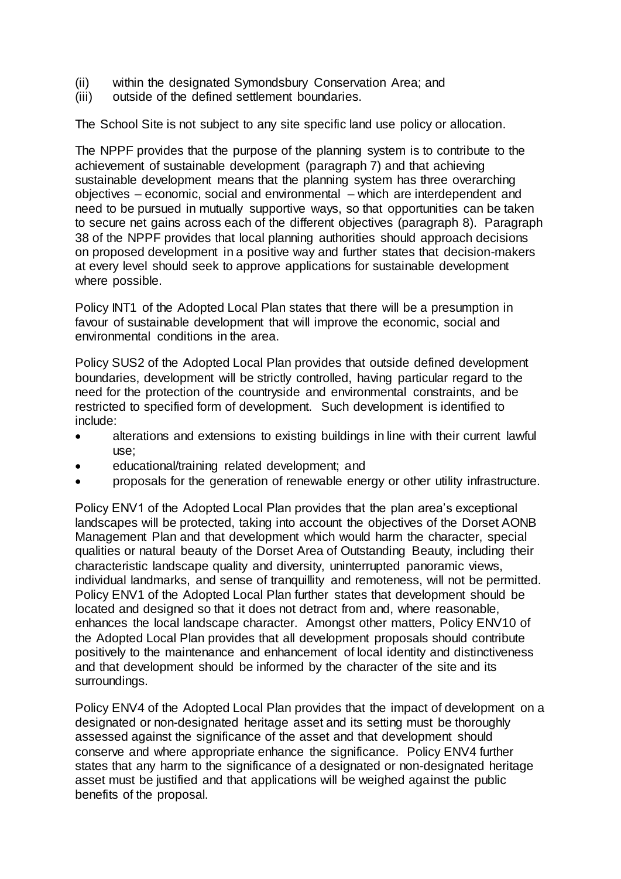(ii) within the designated Symondsbury Conservation Area; and
(iii) outside of the defined settlement boundaries.

The School Site is not subject to any site specific land use policy or allocation.

The NPPF provides that the purpose of the planning system is to contribute to the achievement of sustainable development (paragraph 7) and that achieving sustainable development means that the planning system has three overarching objectives – economic, social and environmental – which are interdependent and need to be pursued in mutually supportive ways, so that opportunities can be taken to secure net gains across each of the different objectives (paragraph 8). Paragraph 38 of the NPPF provides that local planning authorities should approach decisions on proposed development in a positive way and further states that decision-makers at every level should seek to approve applications for sustainable development where possible.

Policy INT1 of the Adopted Local Plan states that there will be a presumption in favour of sustainable development that will improve the economic, social and environmental conditions in the area.

Policy SUS2 of the Adopted Local Plan provides that outside defined development boundaries, development will be strictly controlled, having particular regard to the need for the protection of the countryside and environmental constraints, and be restricted to specified form of development. Such development is identified to include:

- alterations and extensions to existing buildings in line with their current lawful use;
- educational/training related development; and
- proposals for the generation of renewable energy or other utility infrastructure.

Policy ENV1 of the Adopted Local Plan provides that the plan area's exceptional landscapes will be protected, taking into account the objectives of the Dorset AONB Management Plan and that development which would harm the character, special qualities or natural beauty of the Dorset Area of Outstanding Beauty, including their characteristic landscape quality and diversity, uninterrupted panoramic views, individual landmarks, and sense of tranquillity and remoteness, will not be permitted. Policy ENV1 of the Adopted Local Plan further states that development should be located and designed so that it does not detract from and, where reasonable, enhances the local landscape character. Amongst other matters, Policy ENV10 of the Adopted Local Plan provides that all development proposals should contribute positively to the maintenance and enhancement of local identity and distinctiveness and that development should be informed by the character of the site and its surroundings.

Policy ENV4 of the Adopted Local Plan provides that the impact of development on a designated or non-designated heritage asset and its setting must be thoroughly assessed against the significance of the asset and that development should conserve and where appropriate enhance the significance. Policy ENV4 further states that any harm to the significance of a designated or non-designated heritage asset must be justified and that applications will be weighed against the public benefits of the proposal.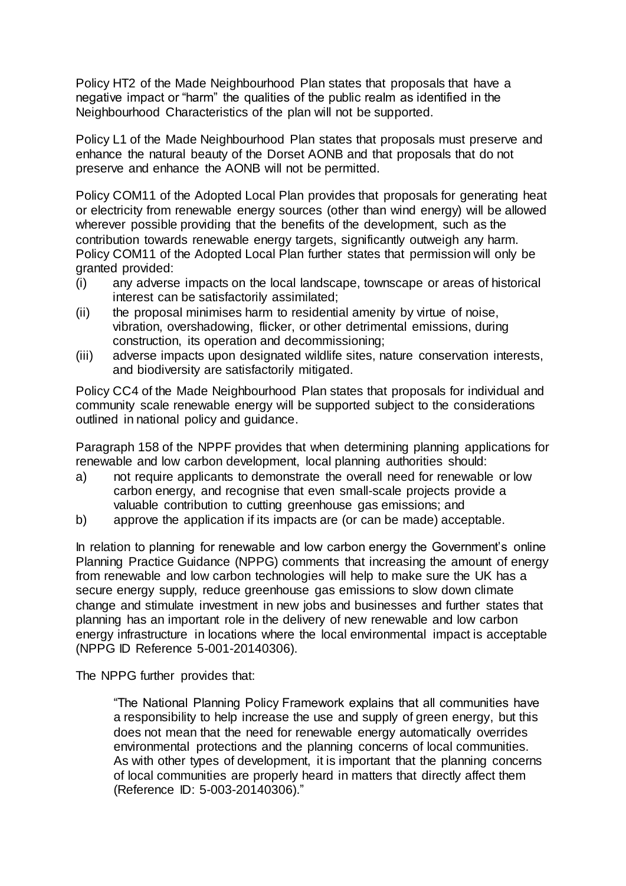Policy HT2 of the Made Neighbourhood Plan states that proposals that have a negative impact or "harm" the qualities of the public realm as identified in the Neighbourhood Characteristics of the plan will not be supported.

Policy L1 of the Made Neighbourhood Plan states that proposals must preserve and enhance the natural beauty of the Dorset AONB and that proposals that do not preserve and enhance the AONB will not be permitted.

Policy COM11 of the Adopted Local Plan provides that proposals for generating heat or electricity from renewable energy sources (other than wind energy) will be allowed wherever possible providing that the benefits of the development, such as the contribution towards renewable energy targets, significantly outweigh any harm. Policy COM11 of the Adopted Local Plan further states that permission will only be granted provided:

(i) any adverse impacts on the local landscape, townscape or areas of historical interest can be satisfactorily assimilated;
(ii) the proposal minimises harm to residential amenity by virtue of noise, vibration, overshadowing, flicker, or other detrimental emissions, during construction, its operation and decommissioning;
(iii) adverse impacts upon designated wildlife sites, nature conservation interests, and biodiversity are satisfactorily mitigated.

Policy CC4 of the Made Neighbourhood Plan states that proposals for individual and community scale renewable energy will be supported subject to the considerations outlined in national policy and guidance.

Paragraph 158 of the NPPF provides that when determining planning applications for renewable and low carbon development, local planning authorities should:

a) not require applicants to demonstrate the overall need for renewable or low carbon energy, and recognise that even small-scale projects provide a valuable contribution to cutting greenhouse gas emissions; and
b) approve the application if its impacts are (or can be made) acceptable.

In relation to planning for renewable and low carbon energy the Government's online Planning Practice Guidance (NPPG) comments that increasing the amount of energy from renewable and low carbon technologies will help to make sure the UK has a secure energy supply, reduce greenhouse gas emissions to slow down climate change and stimulate investment in new jobs and businesses and further states that planning has an important role in the delivery of new renewable and low carbon energy infrastructure in locations where the local environmental impact is acceptable (NPPG ID Reference 5-001-20140306).

The NPPG further provides that:

> "The National Planning Policy Framework explains that all communities have a responsibility to help increase the use and supply of green energy, but this does not mean that the need for renewable energy automatically overrides environmental protections and the planning concerns of local communities. As with other types of development, it is important that the planning concerns of local communities are properly heard in matters that directly affect them (Reference ID: 5-003-20140306)."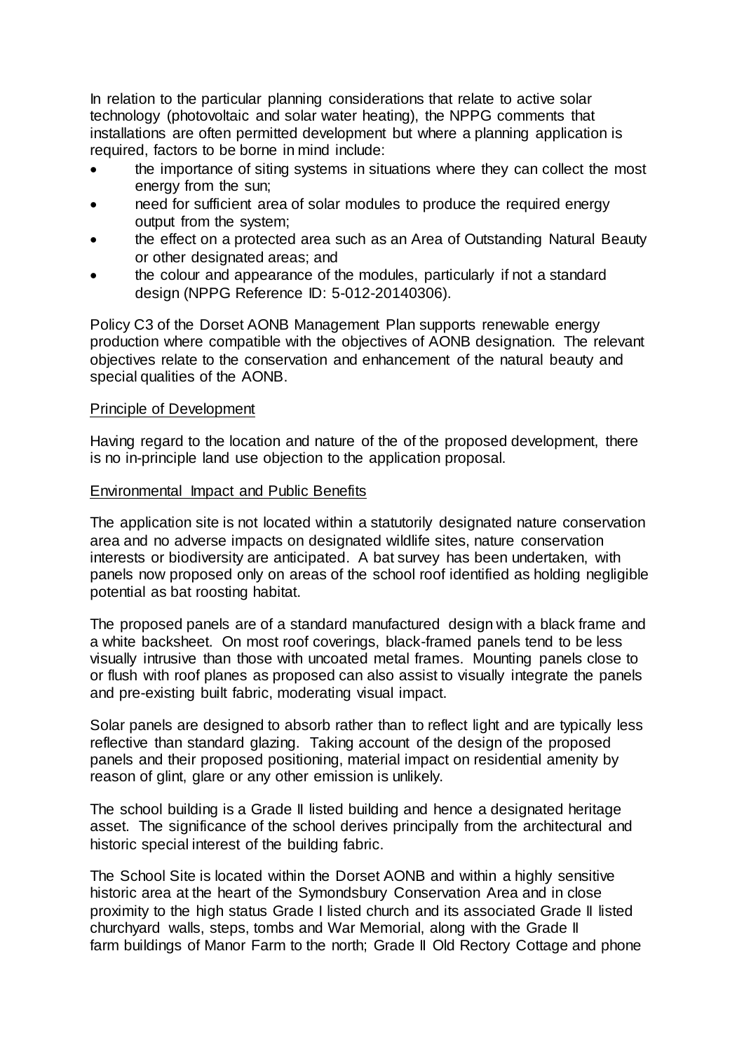In relation to the particular planning considerations that relate to active solar technology (photovoltaic and solar water heating), the NPPG comments that installations are often permitted development but where a planning application is required, factors to be borne in mind include:

- the importance of siting systems in situations where they can collect the most energy from the sun;
- need for sufficient area of solar modules to produce the required energy output from the system;
- the effect on a protected area such as an Area of Outstanding Natural Beauty or other designated areas; and
- the colour and appearance of the modules, particularly if not a standard design (NPPG Reference ID: 5-012-20140306).

Policy C3 of the Dorset AONB Management Plan supports renewable energy production where compatible with the objectives of AONB designation. The relevant objectives relate to the conservation and enhancement of the natural beauty and special qualities of the AONB.

Principle of Development

Having regard to the location and nature of the of the proposed development, there is no in-principle land use objection to the application proposal.

Environmental Impact and Public Benefits

The application site is not located within a statutorily designated nature conservation area and no adverse impacts on designated wildlife sites, nature conservation interests or biodiversity are anticipated. A bat survey has been undertaken, with panels now proposed only on areas of the school roof identified as holding negligible potential as bat roosting habitat.

The proposed panels are of a standard manufactured design with a black frame and a white backsheet. On most roof coverings, black-framed panels tend to be less visually intrusive than those with uncoated metal frames. Mounting panels close to or flush with roof planes as proposed can also assist to visually integrate the panels and pre-existing built fabric, moderating visual impact.

Solar panels are designed to absorb rather than to reflect light and are typically less reflective than standard glazing. Taking account of the design of the proposed panels and their proposed positioning, material impact on residential amenity by reason of glint, glare or any other emission is unlikely.

The school building is a Grade II listed building and hence a designated heritage asset. The significance of the school derives principally from the architectural and historic special interest of the building fabric.

The School Site is located within the Dorset AONB and within a highly sensitive historic area at the heart of the Symondsbury Conservation Area and in close proximity to the high status Grade I listed church and its associated Grade II listed churchyard walls, steps, tombs and War Memorial, along with the Grade II farm buildings of Manor Farm to the north; Grade II Old Rectory Cottage and phone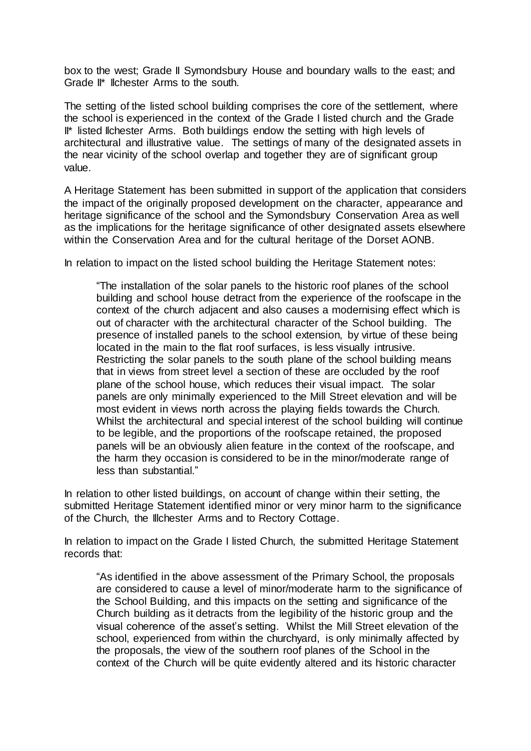box to the west; Grade II Symondsbury House and boundary walls to the east; and Grade II* Ilchester Arms to the south.

The setting of the listed school building comprises the core of the settlement, where the school is experienced in the context of the Grade I listed church and the Grade II* listed Ilchester Arms. Both buildings endow the setting with high levels of architectural and illustrative value. The settings of many of the designated assets in the near vicinity of the school overlap and together they are of significant group value.

A Heritage Statement has been submitted in support of the application that considers the impact of the originally proposed development on the character, appearance and heritage significance of the school and the Symondsbury Conservation Area as well as the implications for the heritage significance of other designated assets elsewhere within the Conservation Area and for the cultural heritage of the Dorset AONB.

In relation to impact on the listed school building the Heritage Statement notes:

> "The installation of the solar panels to the historic roof planes of the school building and school house detract from the experience of the roofscape in the context of the church adjacent and also causes a modernising effect which is out of character with the architectural character of the School building. The presence of installed panels to the school extension, by virtue of these being located in the main to the flat roof surfaces, is less visually intrusive. Restricting the solar panels to the south plane of the school building means that in views from street level a section of these are occluded by the roof plane of the school house, which reduces their visual impact. The solar panels are only minimally experienced to the Mill Street elevation and will be most evident in views north across the playing fields towards the Church. Whilst the architectural and special interest of the school building will continue to be legible, and the proportions of the roofscape retained, the proposed panels will be an obviously alien feature in the context of the roofscape, and the harm they occasion is considered to be in the minor/moderate range of less than substantial."

In relation to other listed buildings, on account of change within their setting, the submitted Heritage Statement identified minor or very minor harm to the significance of the Church, the Illchester Arms and to Rectory Cottage.

In relation to impact on the Grade I listed Church, the submitted Heritage Statement records that:

> "As identified in the above assessment of the Primary School, the proposals are considered to cause a level of minor/moderate harm to the significance of the School Building, and this impacts on the setting and significance of the Church building as it detracts from the legibility of the historic group and the visual coherence of the asset's setting. Whilst the Mill Street elevation of the school, experienced from within the churchyard, is only minimally affected by the proposals, the view of the southern roof planes of the School in the context of the Church will be quite evidently altered and its historic character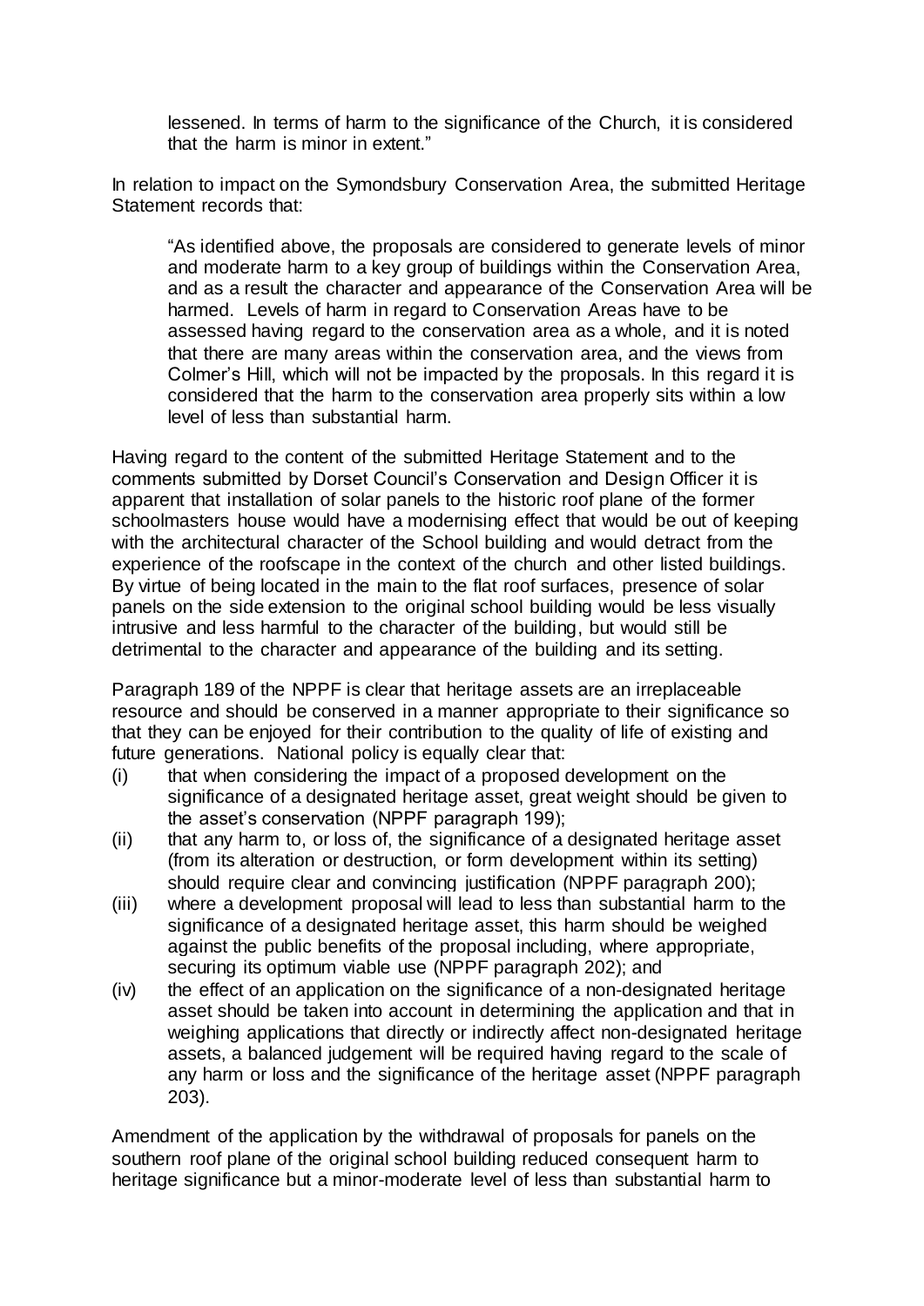lessened. In terms of harm to the significance of the Church, it is considered that the harm is minor in extent."

In relation to impact on the Symondsbury Conservation Area, the submitted Heritage Statement records that:

> "As identified above, the proposals are considered to generate levels of minor and moderate harm to a key group of buildings within the Conservation Area, and as a result the character and appearance of the Conservation Area will be harmed. Levels of harm in regard to Conservation Areas have to be assessed having regard to the conservation area as a whole, and it is noted that there are many areas within the conservation area, and the views from Colmer's Hill, which will not be impacted by the proposals. In this regard it is considered that the harm to the conservation area properly sits within a low level of less than substantial harm.

Having regard to the content of the submitted Heritage Statement and to the comments submitted by Dorset Council's Conservation and Design Officer it is apparent that installation of solar panels to the historic roof plane of the former schoolmasters house would have a modernising effect that would be out of keeping with the architectural character of the School building and would detract from the experience of the roofscape in the context of the church and other listed buildings. By virtue of being located in the main to the flat roof surfaces, presence of solar panels on the side extension to the original school building would be less visually intrusive and less harmful to the character of the building, but would still be detrimental to the character and appearance of the building and its setting.

Paragraph 189 of the NPPF is clear that heritage assets are an irreplaceable resource and should be conserved in a manner appropriate to their significance so that they can be enjoyed for their contribution to the quality of life of existing and future generations. National policy is equally clear that:

(i) that when considering the impact of a proposed development on the significance of a designated heritage asset, great weight should be given to the asset's conservation (NPPF paragraph 199);

(ii) that any harm to, or loss of, the significance of a designated heritage asset (from its alteration or destruction, or form development within its setting) should require clear and convincing justification (NPPF paragraph 200);

(iii) where a development proposal will lead to less than substantial harm to the significance of a designated heritage asset, this harm should be weighed against the public benefits of the proposal including, where appropriate, securing its optimum viable use (NPPF paragraph 202); and

(iv) the effect of an application on the significance of a non-designated heritage asset should be taken into account in determining the application and that in weighing applications that directly or indirectly affect non-designated heritage assets, a balanced judgement will be required having regard to the scale of any harm or loss and the significance of the heritage asset (NPPF paragraph 203).

Amendment of the application by the withdrawal of proposals for panels on the southern roof plane of the original school building reduced consequent harm to heritage significance but a minor-moderate level of less than substantial harm to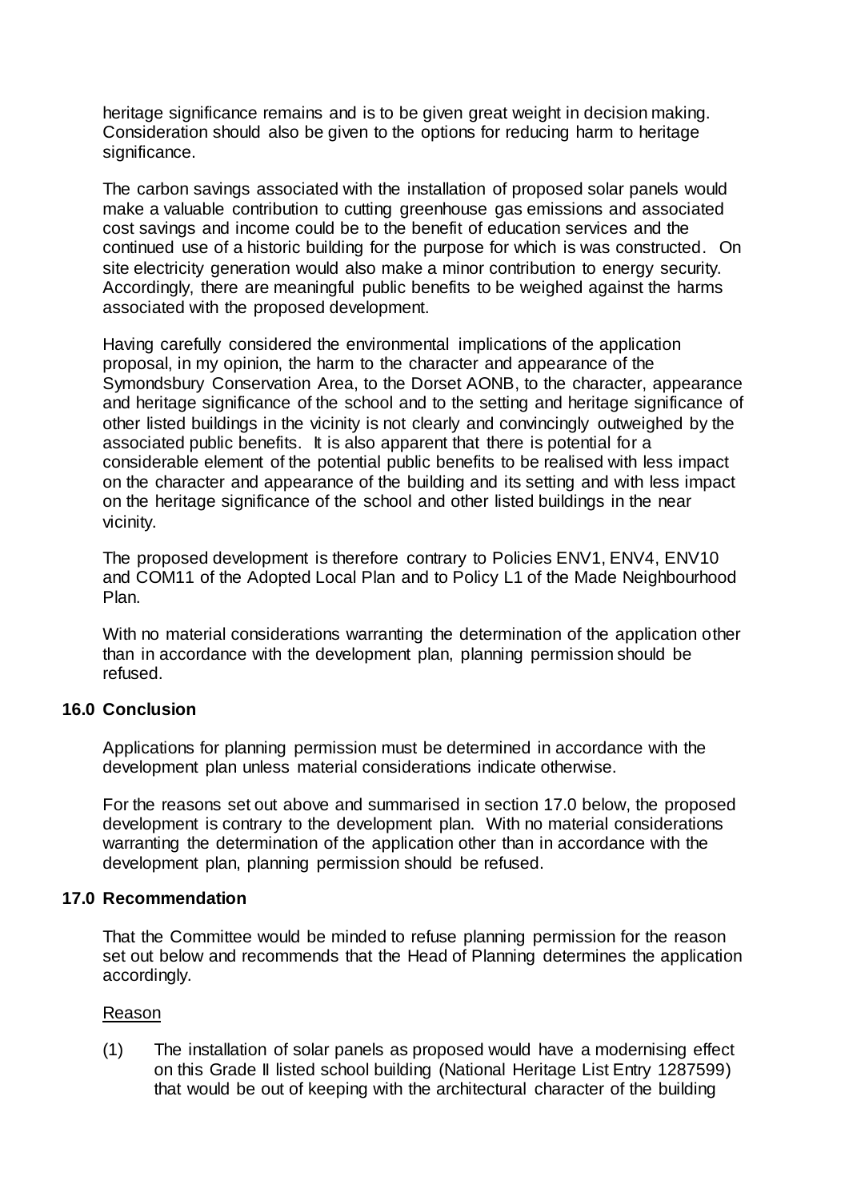heritage significance remains and is to be given great weight in decision making. Consideration should also be given to the options for reducing harm to heritage significance.

The carbon savings associated with the installation of proposed solar panels would make a valuable contribution to cutting greenhouse gas emissions and associated cost savings and income could be to the benefit of education services and the continued use of a historic building for the purpose for which is was constructed. On site electricity generation would also make a minor contribution to energy security. Accordingly, there are meaningful public benefits to be weighed against the harms associated with the proposed development.

Having carefully considered the environmental implications of the application proposal, in my opinion, the harm to the character and appearance of the Symondsbury Conservation Area, to the Dorset AONB, to the character, appearance and heritage significance of the school and to the setting and heritage significance of other listed buildings in the vicinity is not clearly and convincingly outweighed by the associated public benefits. It is also apparent that there is potential for a considerable element of the potential public benefits to be realised with less impact on the character and appearance of the building and its setting and with less impact on the heritage significance of the school and other listed buildings in the near vicinity.

The proposed development is therefore contrary to Policies ENV1, ENV4, ENV10 and COM11 of the Adopted Local Plan and to Policy L1 of the Made Neighbourhood Plan.

With no material considerations warranting the determination of the application other than in accordance with the development plan, planning permission should be refused.

## 16.0 Conclusion

Applications for planning permission must be determined in accordance with the development plan unless material considerations indicate otherwise.

For the reasons set out above and summarised in section 17.0 below, the proposed development is contrary to the development plan. With no material considerations warranting the determination of the application other than in accordance with the development plan, planning permission should be refused.

## 17.0 Recommendation

That the Committee would be minded to refuse planning permission for the reason set out below and recommends that the Head of Planning determines the application accordingly.

Reason

(1) The installation of solar panels as proposed would have a modernising effect on this Grade II listed school building (National Heritage List Entry 1287599) that would be out of keeping with the architectural character of the building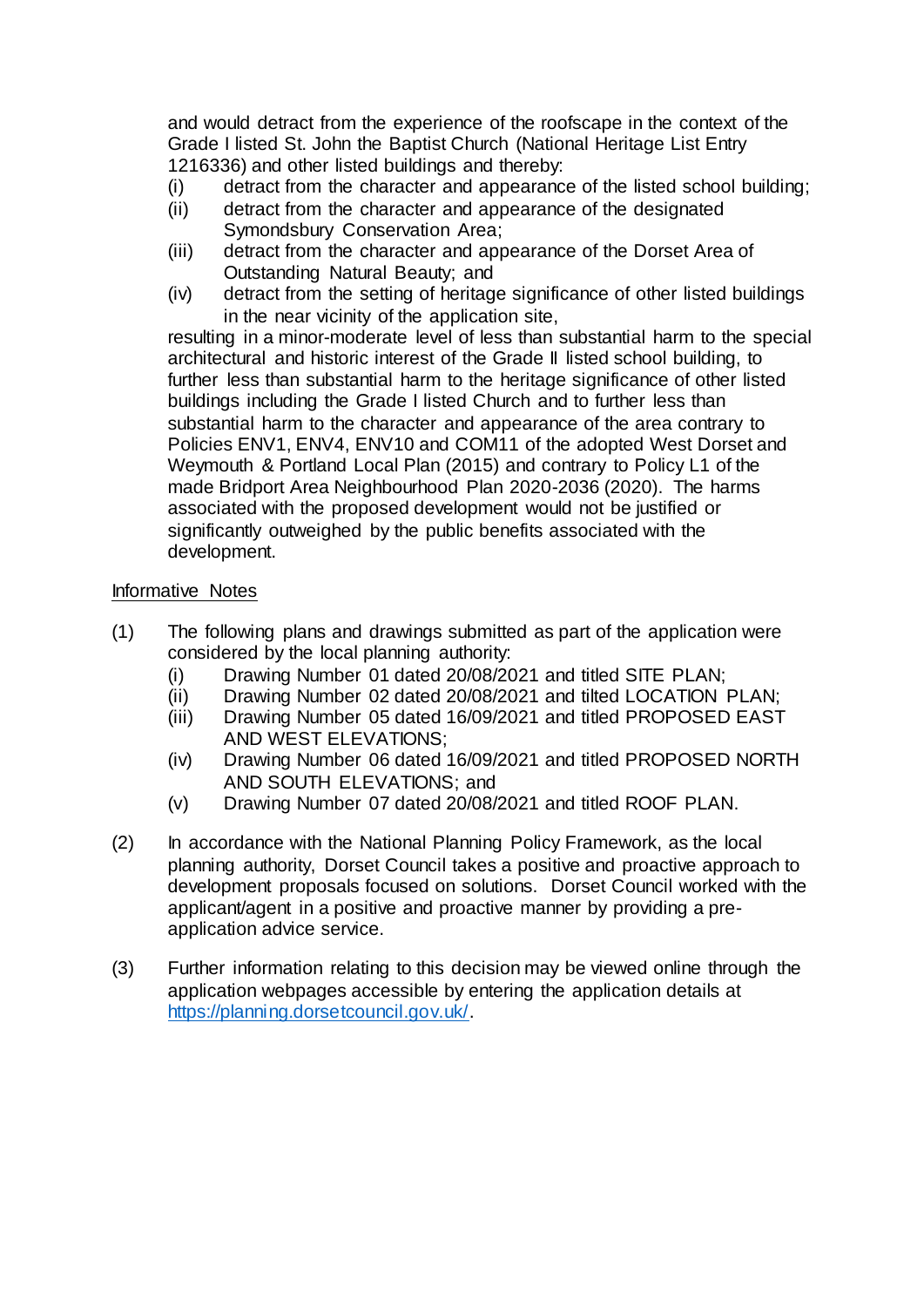and would detract from the experience of the roofscape in the context of the Grade I listed St. John the Baptist Church (National Heritage List Entry 1216336) and other listed buildings and thereby:

(i) detract from the character and appearance of the listed school building;
(ii) detract from the character and appearance of the designated Symondsbury Conservation Area;
(iii) detract from the character and appearance of the Dorset Area of Outstanding Natural Beauty; and
(iv) detract from the setting of heritage significance of other listed buildings in the near vicinity of the application site,

resulting in a minor-moderate level of less than substantial harm to the special architectural and historic interest of the Grade II listed school building, to further less than substantial harm to the heritage significance of other listed buildings including the Grade I listed Church and to further less than substantial harm to the character and appearance of the area contrary to Policies ENV1, ENV4, ENV10 and COM11 of the adopted West Dorset and Weymouth & Portland Local Plan (2015) and contrary to Policy L1 of the made Bridport Area Neighbourhood Plan 2020-2036 (2020). The harms associated with the proposed development would not be justified or significantly outweighed by the public benefits associated with the development.

Informative Notes

(1) The following plans and drawings submitted as part of the application were considered by the local planning authority:
    (i) Drawing Number 01 dated 20/08/2021 and titled SITE PLAN;
    (ii) Drawing Number 02 dated 20/08/2021 and tilted LOCATION PLAN;
    (iii) Drawing Number 05 dated 16/09/2021 and titled PROPOSED EAST AND WEST ELEVATIONS;
    (iv) Drawing Number 06 dated 16/09/2021 and titled PROPOSED NORTH AND SOUTH ELEVATIONS; and
    (v) Drawing Number 07 dated 20/08/2021 and titled ROOF PLAN.

(2) In accordance with the National Planning Policy Framework, as the local planning authority, Dorset Council takes a positive and proactive approach to development proposals focused on solutions. Dorset Council worked with the applicant/agent in a positive and proactive manner by providing a pre-application advice service.

(3) Further information relating to this decision may be viewed online through the application webpages accessible by entering the application details at https://planning.dorsetcouncil.gov.uk/.